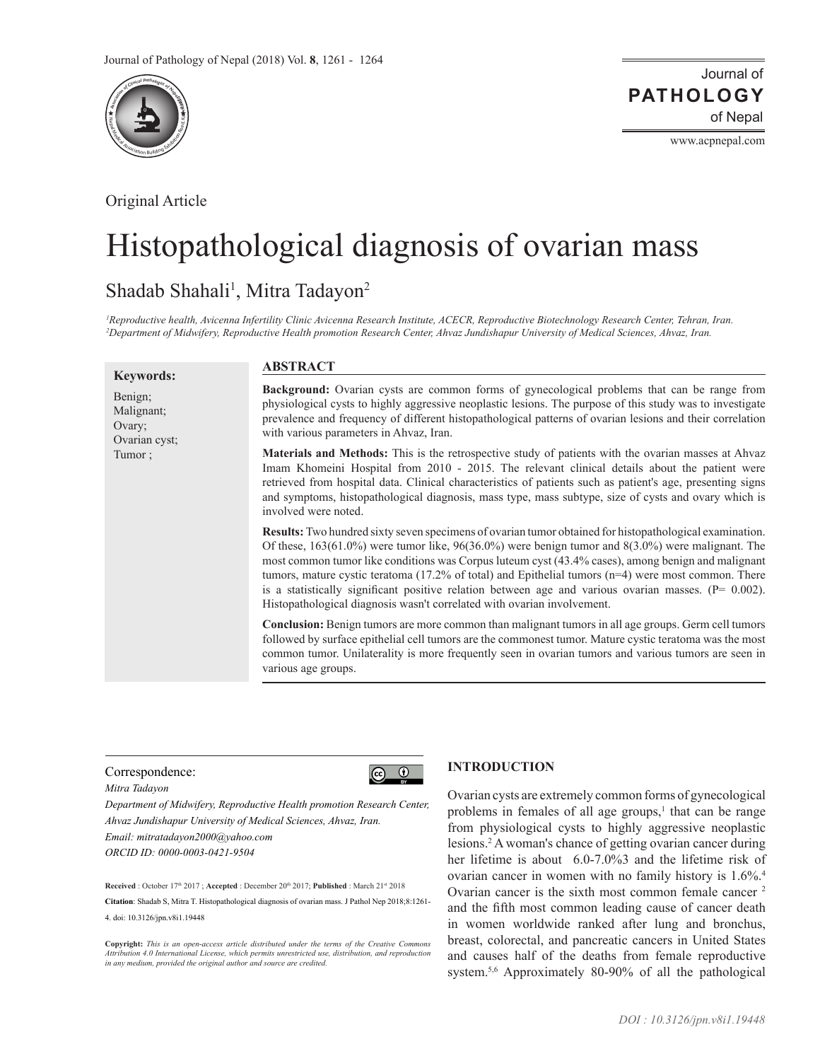Original Article

# Histopathological diagnosis of ovarian mass

Shadab Shahali[1], Mitra Tadayon[2]

*[1]Reproductive health, Avicenna Infertility Clinic Avicenna Research Institute, ACECR, Reproductive Biotechnology Research Center, Tehran, Iran.*
*[2]Department of Midwifery, Reproductive Health promotion Research Center, Ahvaz Jundishapur University of Medical Sciences, Ahvaz, Iran.*

**Keywords:**

Benign;
Malignant;
Ovary;
Ovarian cyst;
Tumor ;

## ABSTRACT

**Background:** Ovarian cysts are common forms of gynecological problems that can be range from physiological cysts to highly aggressive neoplastic lesions. The purpose of this study was to investigate prevalence and frequency of different histopathological patterns of ovarian lesions and their correlation with various parameters in Ahvaz, Iran.

**Materials and Methods:** This is the retrospective study of patients with the ovarian masses at Ahvaz Imam Khomeini Hospital from 2010 - 2015. The relevant clinical details about the patient were retrieved from hospital data. Clinical characteristics of patients such as patient's age, presenting signs and symptoms, histopathological diagnosis, mass type, mass subtype, size of cysts and ovary which is involved were noted.

**Results:** Two hundred sixty seven specimens of ovarian tumor obtained for histopathological examination. Of these, 163(61.0%) were tumor like, 96(36.0%) were benign tumor and 8(3.0%) were malignant. The most common tumor like conditions was Corpus luteum cyst (43.4% cases), among benign and malignant tumors, mature cystic teratoma (17.2% of total) and Epithelial tumors (n=4) were most common. There is a statistically significant positive relation between age and various ovarian masses. (P= 0.002). Histopathological diagnosis wasn't correlated with ovarian involvement.

**Conclusion:** Benign tumors are more common than malignant tumors in all age groups. Germ cell tumors followed by surface epithelial cell tumors are the commonest tumor. Mature cystic teratoma was the most common tumor. Unilaterality is more frequently seen in ovarian tumors and various tumors are seen in various age groups.

Correspondence:

*Mitra Tadayon*

*Department of Midwifery, Reproductive Health promotion Research Center, Ahvaz Jundishapur University of Medical Sciences, Ahvaz, Iran.*

*Email: mitratadayon2000@yahoo.com*

*ORCID ID: 0000-0003-0421-9504*

**Received** : October 17th 2017 ; **Accepted** : December 20th 2017; **Published** : March 21st 2018

**Citation**: Shadab S, Mitra T. Histopathological diagnosis of ovarian mass. J Pathol Nep 2018;8:1261-4. doi: 10.3126/jpn.v8i1.19448

**Copyright:** *This is an open-access article distributed under the terms of the Creative Commons Attribution 4.0 International License, which permits unrestricted use, distribution, and reproduction in any medium, provided the original author and source are credited.*

## INTRODUCTION

Ovarian cysts are extremely common forms of gynecological problems in females of all age groups,[1] that can be range from physiological cysts to highly aggressive neoplastic lesions.[2] A woman's chance of getting ovarian cancer during her lifetime is about 6.0-7.0%3 and the lifetime risk of ovarian cancer in women with no family history is 1.6%.[4] Ovarian cancer is the sixth most common female cancer [2] and the fifth most common leading cause of cancer death in women worldwide ranked after lung and bronchus, breast, colorectal, and pancreatic cancers in United States and causes half of the deaths from female reproductive system.[5,6] Approximately 80-90% of all the pathological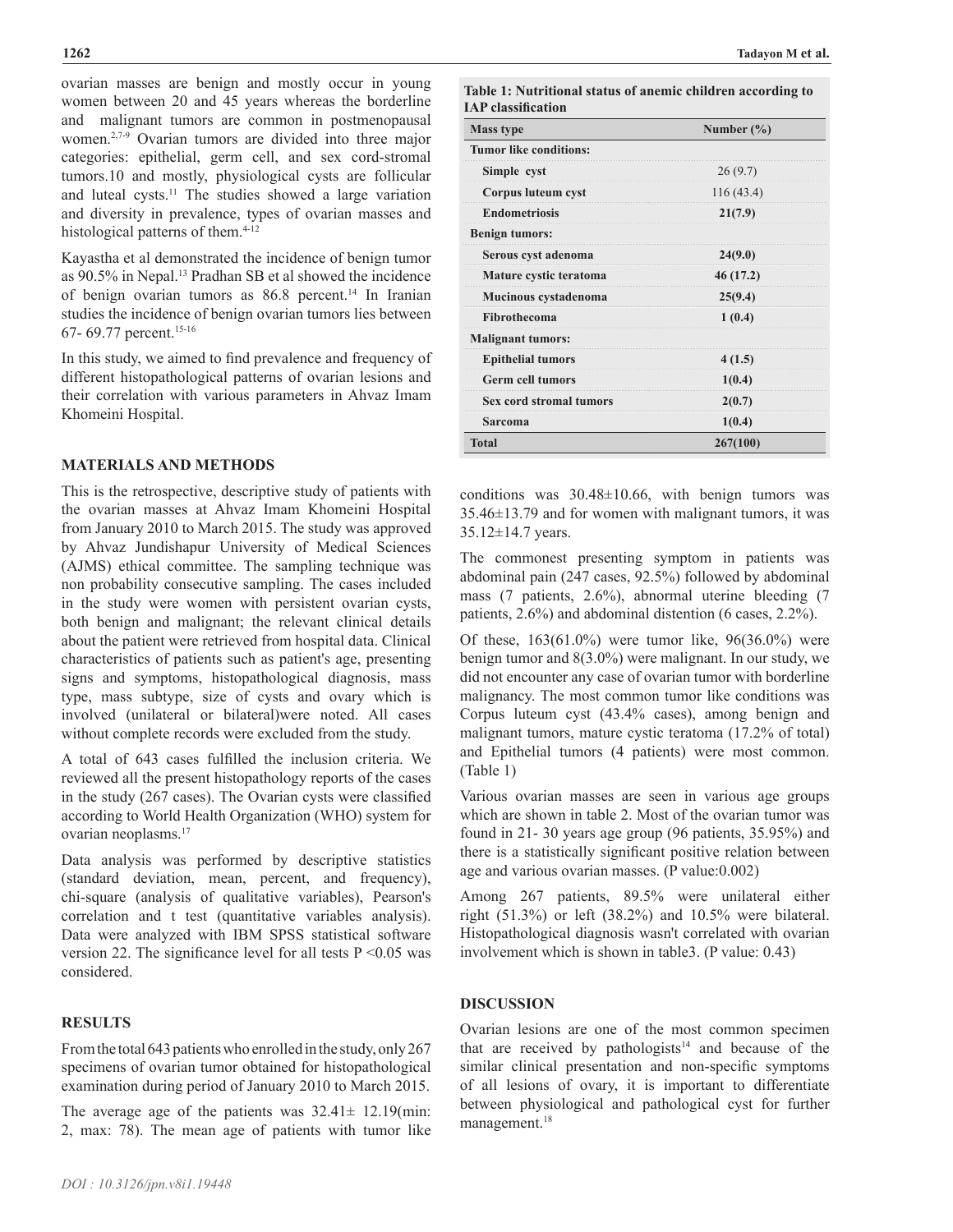ovarian masses are benign and mostly occur in young women between 20 and 45 years whereas the borderline and malignant tumors are common in postmenopausal women.[2,7-9] Ovarian tumors are divided into three major categories: epithelial, germ cell, and sex cord-stromal tumors.10 and mostly, physiological cysts are follicular and luteal cysts.[11] The studies showed a large variation and diversity in prevalence, types of ovarian masses and histological patterns of them.[4-12]

Kayastha et al demonstrated the incidence of benign tumor as 90.5% in Nepal.[13] Pradhan SB et al showed the incidence of benign ovarian tumors as 86.8 percent.[14] In Iranian studies the incidence of benign ovarian tumors lies between 67- 69.77 percent.[15-16]

In this study, we aimed to find prevalence and frequency of different histopathological patterns of ovarian lesions and their correlation with various parameters in Ahvaz Imam Khomeini Hospital.

## MATERIALS AND METHODS

This is the retrospective, descriptive study of patients with the ovarian masses at Ahvaz Imam Khomeini Hospital from January 2010 to March 2015. The study was approved by Ahvaz Jundishapur University of Medical Sciences (AJMS) ethical committee. The sampling technique was non probability consecutive sampling. The cases included in the study were women with persistent ovarian cysts, both benign and malignant; the relevant clinical details about the patient were retrieved from hospital data. Clinical characteristics of patients such as patient's age, presenting signs and symptoms, histopathological diagnosis, mass type, mass subtype, size of cysts and ovary which is involved (unilateral or bilateral)were noted. All cases without complete records were excluded from the study.

A total of 643 cases fulfilled the inclusion criteria. We reviewed all the present histopathology reports of the cases in the study (267 cases). The Ovarian cysts were classified according to World Health Organization (WHO) system for ovarian neoplasms.[17]

Data analysis was performed by descriptive statistics (standard deviation, mean, percent, and frequency), chi-square (analysis of qualitative variables), Pearson's correlation and t test (quantitative variables analysis). Data were analyzed with IBM SPSS statistical software version 22. The significance level for all tests $P < 0.05$ was considered.

## RESULTS

From the total 643 patients who enrolled in the study, only 267 specimens of ovarian tumor obtained for histopathological examination during period of January 2010 to March 2015.

The average age of the patients was $32.41 \pm 12.19$(min: 2, max: 78). The mean age of patients with tumor like conditions was $30.48 \pm 10.66$, with benign tumors was $35.46 \pm 13.79$ and for women with malignant tumors, it was $35.12 \pm 14.7$ years.

The commonest presenting symptom in patients was abdominal pain (247 cases, 92.5%) followed by abdominal mass (7 patients, 2.6%), abnormal uterine bleeding (7 patients, 2.6%) and abdominal distention (6 cases, 2.2%).

Of these, 163(61.0%) were tumor like, 96(36.0%) were benign tumor and 8(3.0%) were malignant. In our study, we did not encounter any case of ovarian tumor with borderline malignancy. The most common tumor like conditions was Corpus luteum cyst (43.4% cases), among benign and malignant tumors, mature cystic teratoma (17.2% of total) and Epithelial tumors (4 patients) were most common. (Table 1)

**Table 1: Nutritional status of anemic children according to IAP classification**

| Mass type | Number (%) |
|---|---|
| **Tumor like conditions:** | |
| **Simple cyst** | 26 (9.7) |
| **Corpus luteum cyst** | 116 (43.4) |
| **Endometriosis** | **21(7.9)** |
| **Benign tumors:** | |
| **Serous cyst adenoma** | **24(9.0)** |
| **Mature cystic teratoma** | **46 (17.2)** |
| **Mucinous cystadenoma** | **25(9.4)** |
| **Fibrothecoma** | **1 (0.4)** |
| **Malignant tumors:** | |
| **Epithelial tumors** | **4 (1.5)** |
| **Germ cell tumors** | **1(0.4)** |
| **Sex cord stromal tumors** | **2(0.7)** |
| **Sarcoma** | **1(0.4)** |
| **Total** | **267(100)** |

Various ovarian masses are seen in various age groups which are shown in table 2. Most of the ovarian tumor was found in 21- 30 years age group (96 patients, 35.95%) and there is a statistically significant positive relation between age and various ovarian masses. (P value:0.002)

Among 267 patients, 89.5% were unilateral either right (51.3%) or left (38.2%) and 10.5% were bilateral. Histopathological diagnosis wasn't correlated with ovarian involvement which is shown in table3. (P value: 0.43)

## DISCUSSION

Ovarian lesions are one of the most common specimen that are received by pathologists[14] and because of the similar clinical presentation and non-specific symptoms of all lesions of ovary, it is important to differentiate between physiological and pathological cyst for further management.[18]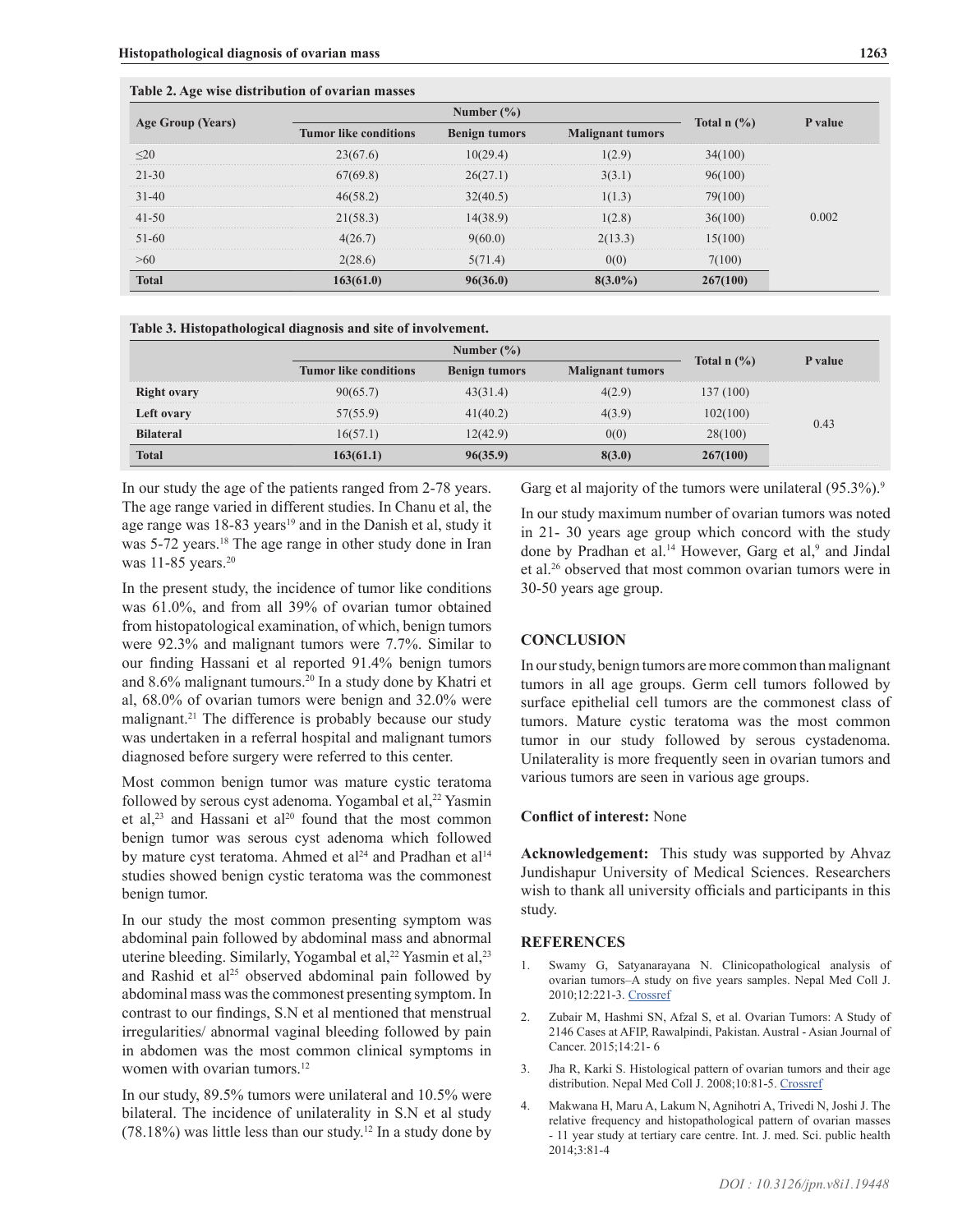**Table 2. Age wise distribution of ovarian masses**

| Age Group (Years) | Number (%) | | | Total n (%) | P value |
|---|---|---|---|---|---|
| | Tumor like conditions | Benign tumors | Malignant tumors | | |
| ≤20 | 23(67.6) | 10(29.4) | 1(2.9) | 34(100) | 0.002 |
| 21-30 | 67(69.8) | 26(27.1) | 3(3.1) | 96(100) | |
| 31-40 | 46(58.2) | 32(40.5) | 1(1.3) | 79(100) | |
| 41-50 | 21(58.3) | 14(38.9) | 1(2.8) | 36(100) | |
| 51-60 | 4(26.7) | 9(60.0) | 2(13.3) | 15(100) | |
| >60 | 2(28.6) | 5(71.4) | 0(0) | 7(100) | |
| **Total** | **163(61.0)** | **96(36.0)** | **8(3.0%)** | **267(100)** | |

**Table 3. Histopathological diagnosis and site of involvement.**

| | Number (%) | | | Total n (%) | P value |
|---|---|---|---|---|---|
| | Tumor like conditions | Benign tumors | Malignant tumors | | |
| **Right ovary** | 90(65.7) | 43(31.4) | 4(2.9) | 137 (100) | 0.43 |
| **Left ovary** | 57(55.9) | 41(40.2) | 4(3.9) | 102(100) | |
| **Bilateral** | 16(57.1) | 12(42.9) | 0(0) | 28(100) | |
| **Total** | **163(61.1)** | **96(35.9)** | **8(3.0)** | **267(100)** | |

In our study the age of the patients ranged from 2-78 years. The age range varied in different studies. In Chanu et al, the age range was 18-83 years[19] and in the Danish et al, study it was 5-72 years.[18] The age range in other study done in Iran was 11-85 years.[20]

In the present study, the incidence of tumor like conditions was 61.0%, and from all 39% of ovarian tumor obtained from histopatological examination, of which, benign tumors were 92.3% and malignant tumors were 7.7%. Similar to our finding Hassani et al reported 91.4% benign tumors and 8.6% malignant tumours.[20] In a study done by Khatri et al, 68.0% of ovarian tumors were benign and 32.0% were malignant.[21] The difference is probably because our study was undertaken in a referral hospital and malignant tumors diagnosed before surgery were referred to this center.

Most common benign tumor was mature cystic teratoma followed by serous cyst adenoma. Yogambal et al,[22] Yasmin et al,[23] and Hassani et al[20] found that the most common benign tumor was serous cyst adenoma which followed by mature cyst teratoma. Ahmed et al[24] and Pradhan et al[14] studies showed benign cystic teratoma was the commonest benign tumor.

In our study the most common presenting symptom was abdominal pain followed by abdominal mass and abnormal uterine bleeding. Similarly, Yogambal et al,[22] Yasmin et al,[23] and Rashid et al[25] observed abdominal pain followed by abdominal mass was the commonest presenting symptom. In contrast to our findings, S.N et al mentioned that menstrual irregularities/ abnormal vaginal bleeding followed by pain in abdomen was the most common clinical symptoms in women with ovarian tumors.[12]

In our study, 89.5% tumors were unilateral and 10.5% were bilateral. The incidence of unilaterality in S.N et al study (78.18%) was little less than our study.[12] In a study done by Garg et al majority of the tumors were unilateral (95.3%).[9]

In our study maximum number of ovarian tumors was noted in 21- 30 years age group which concord with the study done by Pradhan et al.[14] However, Garg et al,[9] and Jindal et al.[26] observed that most common ovarian tumors were in 30-50 years age group.

## CONCLUSION

In our study, benign tumors are more common than malignant tumors in all age groups. Germ cell tumors followed by surface epithelial cell tumors are the commonest class of tumors. Mature cystic teratoma was the most common tumor in our study followed by serous cystadenoma. Unilaterality is more frequently seen in ovarian tumors and various tumors are seen in various age groups.

**Conflict of interest:** None

**Acknowledgement:** This study was supported by Ahvaz Jundishapur University of Medical Sciences. Researchers wish to thank all university officials and participants in this study.

## REFERENCES

1. Swamy G, Satyanarayana N. Clinicopathological analysis of ovarian tumors–A study on five years samples. Nepal Med Coll J. 2010;12:221-3. Crossref
2. Zubair M, Hashmi SN, Afzal S, et al. Ovarian Tumors: A Study of 2146 Cases at AFIP, Rawalpindi, Pakistan. Austral - Asian Journal of Cancer. 2015;14:21- 6
3. Jha R, Karki S. Histological pattern of ovarian tumors and their age distribution. Nepal Med Coll J. 2008;10:81-5. Crossref
4. Makwana H, Maru A, Lakum N, Agnihotri A, Trivedi N, Joshi J. The relative frequency and histopathological pattern of ovarian masses - 11 year study at tertiary care centre. Int. J. med. Sci. public health 2014;3:81-4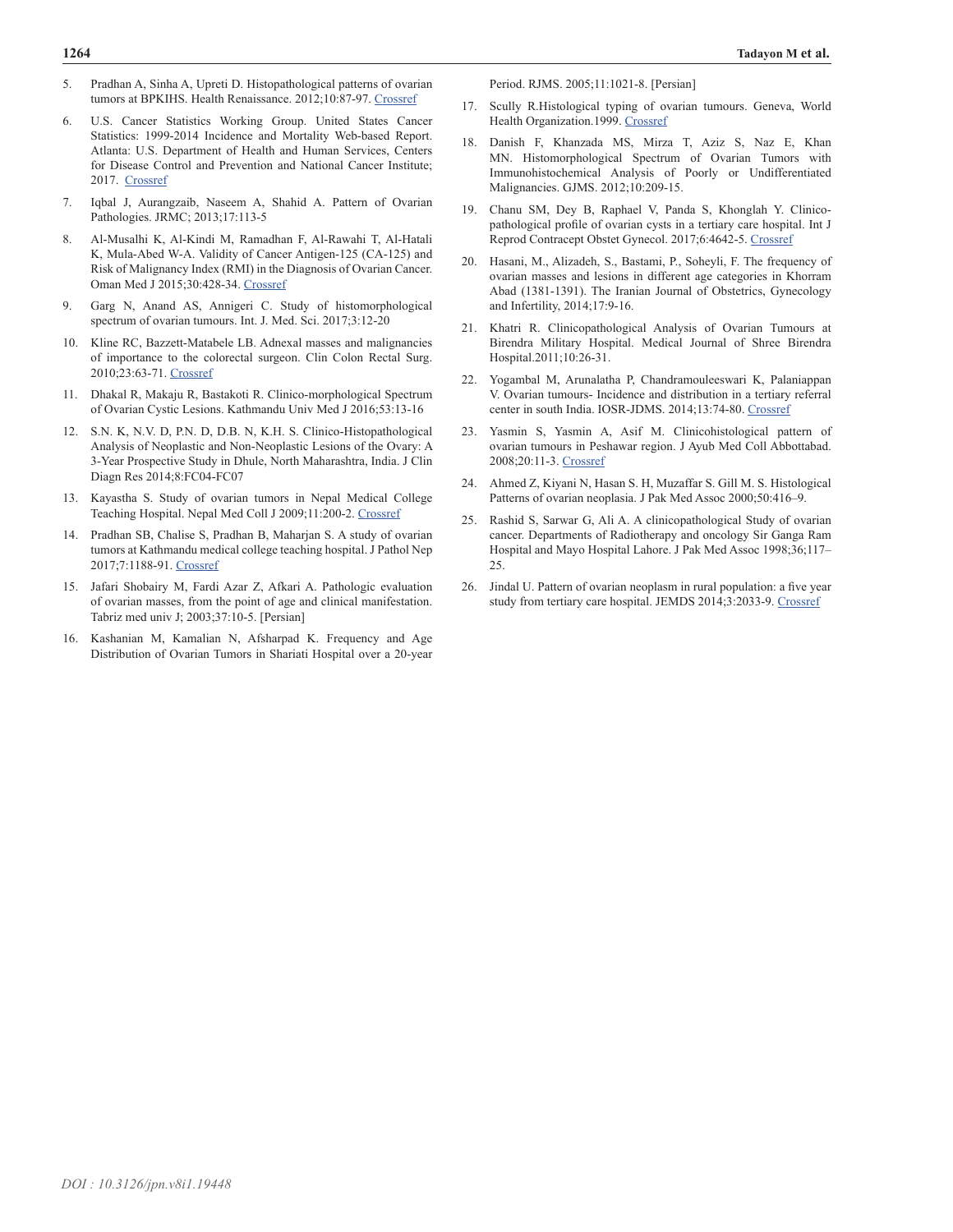5. Pradhan A, Sinha A, Upreti D. Histopathological patterns of ovarian tumors at BPKIHS. Health Renaissance. 2012;10:87-97. Crossref

6. U.S. Cancer Statistics Working Group. United States Cancer Statistics: 1999-2014 Incidence and Mortality Web-based Report. Atlanta: U.S. Department of Health and Human Services, Centers for Disease Control and Prevention and National Cancer Institute; 2017. Crossref

7. Iqbal J, Aurangzaib, Naseem A, Shahid A. Pattern of Ovarian Pathologies. JRMC; 2013;17:113-5

8. Al-Musalhi K, Al-Kindi M, Ramadhan F, Al-Rawahi T, Al-Hatali K, Mula-Abed W-A. Validity of Cancer Antigen-125 (CA-125) and Risk of Malignancy Index (RMI) in the Diagnosis of Ovarian Cancer. Oman Med J 2015;30:428-34. Crossref

9. Garg N, Anand AS, Annigeri C. Study of histomorphological spectrum of ovarian tumours. Int. J. Med. Sci. 2017;3:12-20

10. Kline RC, Bazzett-Matabele LB. Adnexal masses and malignancies of importance to the colorectal surgeon. Clin Colon Rectal Surg. 2010;23:63-71. Crossref

11. Dhakal R, Makaju R, Bastakoti R. Clinico-morphological Spectrum of Ovarian Cystic Lesions. Kathmandu Univ Med J 2016;53:13-16

12. S.N. K, N.V. D, P.N. D, D.B. N, K.H. S. Clinico-Histopathological Analysis of Neoplastic and Non-Neoplastic Lesions of the Ovary: A 3-Year Prospective Study in Dhule, North Maharashtra, India. J Clin Diagn Res 2014;8:FC04-FC07

13. Kayastha S. Study of ovarian tumors in Nepal Medical College Teaching Hospital. Nepal Med Coll J 2009;11:200-2. Crossref

14. Pradhan SB, Chalise S, Pradhan B, Maharjan S. A study of ovarian tumors at Kathmandu medical college teaching hospital. J Pathol Nep 2017;7:1188-91. Crossref

15. Jafari Shobairy M, Fardi Azar Z, Afkari A. Pathologic evaluation of ovarian masses, from the point of age and clinical manifestation. Tabriz med univ J; 2003;37:10-5. [Persian]

16. Kashanian M, Kamalian N, Afsharpad K. Frequency and Age Distribution of Ovarian Tumors in Shariati Hospital over a 20-year Period. RJMS. 2005;11:1021-8. [Persian]

17. Scully R.Histological typing of ovarian tumours. Geneva, World Health Organization.1999. Crossref

18. Danish F, Khanzada MS, Mirza T, Aziz S, Naz E, Khan MN. Histomorphological Spectrum of Ovarian Tumors with Immunohistochemical Analysis of Poorly or Undifferentiated Malignancies. GJMS. 2012;10:209-15.

19. Chanu SM, Dey B, Raphael V, Panda S, Khonglah Y. Clinico-pathological profile of ovarian cysts in a tertiary care hospital. Int J Reprod Contracept Obstet Gynecol. 2017;6:4642-5. Crossref

20. Hasani, M., Alizadeh, S., Bastami, P., Soheyli, F. The frequency of ovarian masses and lesions in different age categories in Khorram Abad (1381-1391). The Iranian Journal of Obstetrics, Gynecology and Infertility, 2014;17:9-16.

21. Khatri R. Clinicopathological Analysis of Ovarian Tumours at Birendra Military Hospital. Medical Journal of Shree Birendra Hospital.2011;10:26-31.

22. Yogambal M, Arunalatha P, Chandramouleeswari K, Palaniappan V. Ovarian tumours- Incidence and distribution in a tertiary referral center in south India. IOSR-JDMS. 2014;13:74-80. Crossref

23. Yasmin S, Yasmin A, Asif M. Clinicohistological pattern of ovarian tumours in Peshawar region. J Ayub Med Coll Abbottabad. 2008;20:11-3. Crossref

24. Ahmed Z, Kiyani N, Hasan S. H, Muzaffar S. Gill M. S. Histological Patterns of ovarian neoplasia. J Pak Med Assoc 2000;50:416–9.

25. Rashid S, Sarwar G, Ali A. A clinicopathological Study of ovarian cancer. Departments of Radiotherapy and oncology Sir Ganga Ram Hospital and Mayo Hospital Lahore. J Pak Med Assoc 1998;36;117–25.

26. Jindal U. Pattern of ovarian neoplasm in rural population: a five year study from tertiary care hospital. JEMDS 2014;3:2033-9. Crossref